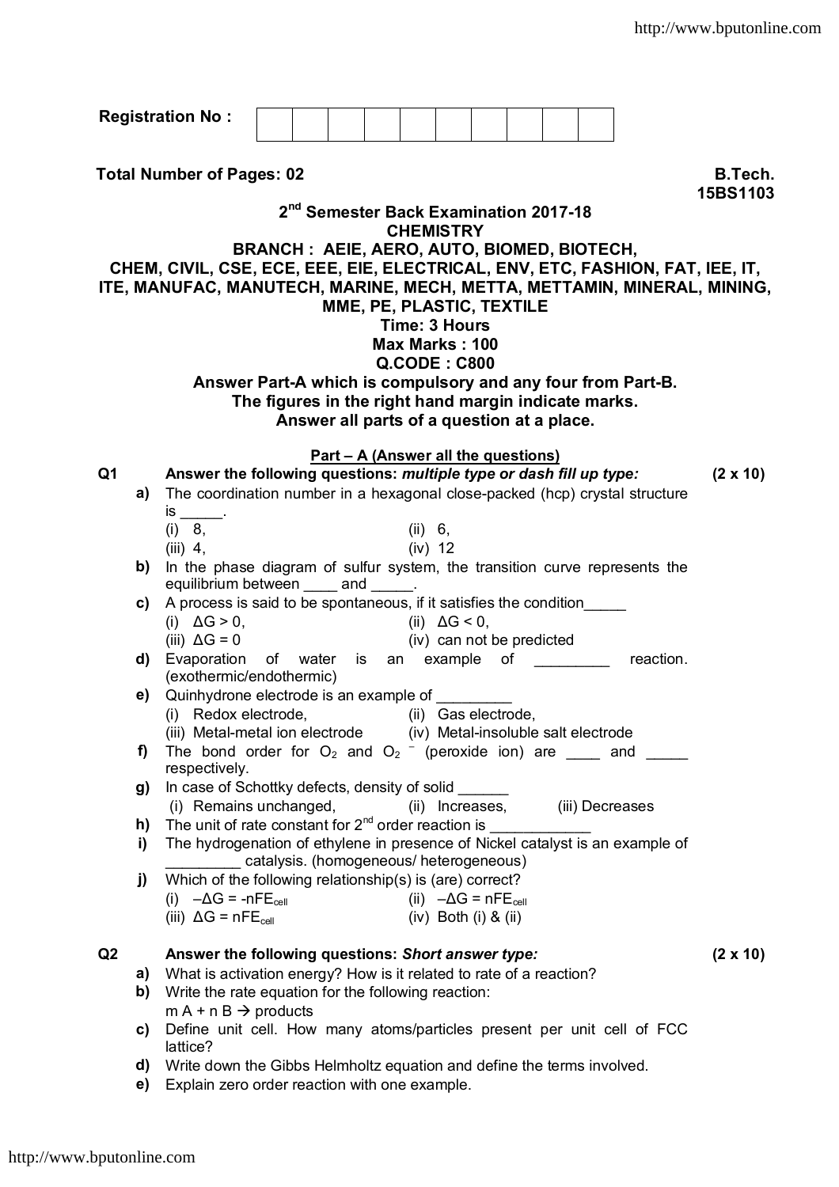**Registration No :** | | | | | | | | | | |

**Total Number of Pages: 02** **B.Tech.**

**15BS1103**

**2nd Semester Back Examination 2017-18**

**CHEMISTRY**

**BRANCH : AEIE, AERO, AUTO, BIOMED, BIOTECH, CHEM, CIVIL, CSE, ECE, EEE, EIE, ELECTRICAL, ENV, ETC, FASHION, FAT, IEE, IT, ITE, MANUFAC, MANUTECH, MARINE, MECH, METTA, METTAMIN, MINERAL, MINING, MME, PE, PLASTIC, TEXTILE**

**Time: 3 Hours**

**Max Marks : 100**

**Q.CODE : C800**

**Answer Part-A which is compulsory and any four from Part-B.**
**The figures in the right hand margin indicate marks.**
**Answer all parts of a question at a place.**

## Part – A (Answer all the questions)

**Q1** **Answer the following questions:** ***multiple type or dash fill up type:*** **(2 x 10)**

**a)** The coordination number in a hexagonal close-packed (hcp) crystal structure is _____.
(i) 8, (ii) 6,
(iii) 4, (iv) 12

**b)** In the phase diagram of sulfur system, the transition curve represents the equilibrium between ____ and _____.

**c)** A process is said to be spontaneous, if it satisfies the condition_____
(i) $\Delta G > 0$, (ii) $\Delta G < 0$,
(iii) $\Delta G = 0$ (iv) can not be predicted

**d)** Evaporation of water is an example of _________ reaction. (exothermic/endothermic)

**e)** Quinhydrone electrode is an example of _________
(i) Redox electrode, (ii) Gas electrode,
(iii) Metal-metal ion electrode (iv) Metal-insoluble salt electrode

**f)** The bond order for $O_2$ and $O_2^{-}$ (peroxide ion) are ____ and _____ respectively.

**g)** In case of Schottky defects, density of solid ______
(i) Remains unchanged, (ii) Increases, (iii) Decreases

**h)** The unit of rate constant for 2nd order reaction is ____________

**i)** The hydrogenation of ethylene in presence of Nickel catalyst is an example of _________ catalysis. (homogeneous/ heterogeneous)

**j)** Which of the following relationship(s) is (are) correct?
(i) $-\Delta G = -nFE_{cell}$ (ii) $-\Delta G = nFE_{cell}$
(iii) $\Delta G = nFE_{cell}$ (iv) Both (i) & (ii)

**Q2** **Answer the following questions:** ***Short answer type:*** **(2 x 10)**

**a)** What is activation energy? How is it related to rate of a reaction?

**b)** Write the rate equation for the following reaction:
m A + n B → products

**c)** Define unit cell. How many atoms/particles present per unit cell of FCC lattice?

**d)** Write down the Gibbs Helmholtz equation and define the terms involved.

**e)** Explain zero order reaction with one example.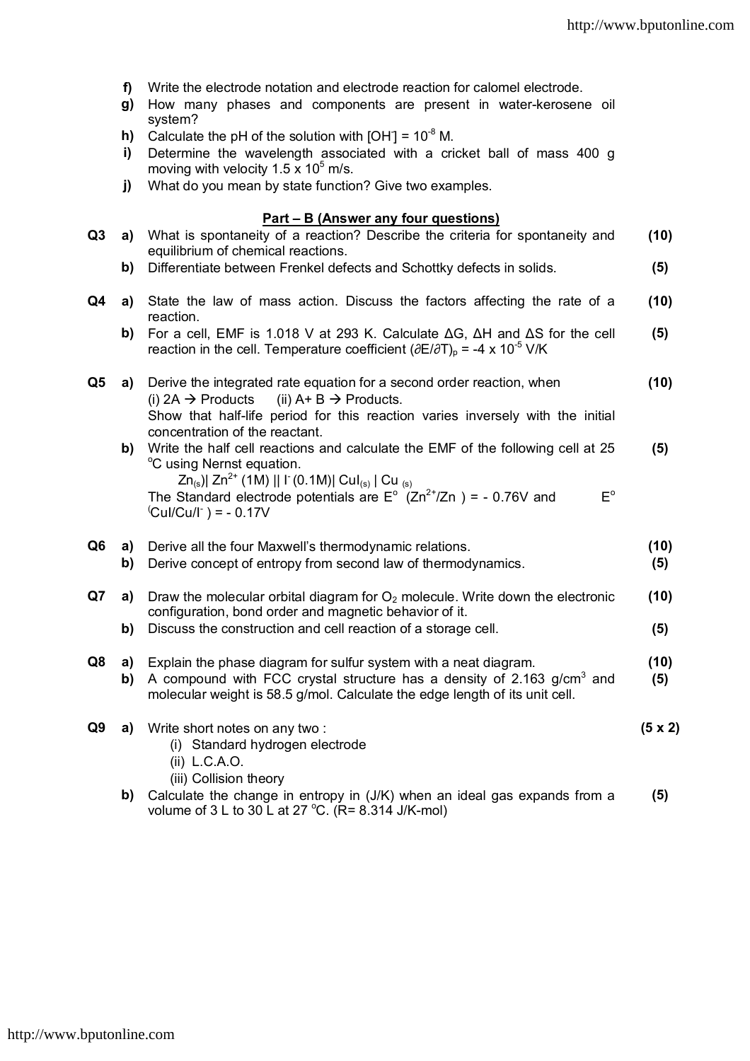**f)** Write the electrode notation and electrode reaction for calomel electrode.

**g)** How many phases and components are present in water-kerosene oil system?

**h)** Calculate the pH of the solution with $[OH^-] = 10^{-8}$ M.

**i)** Determine the wavelength associated with a cricket ball of mass 400 g moving with velocity $1.5 \times 10^5$ m/s.

**j)** What do you mean by state function? Give two examples.

## Part – B (Answer any four questions)

**Q3 a)** What is spontaneity of a reaction? Describe the criteria for spontaneity and equilibrium of chemical reactions. **(10)**

**b)** Differentiate between Frenkel defects and Schottky defects in solids. **(5)**

**Q4 a)** State the law of mass action. Discuss the factors affecting the rate of a reaction. **(10)**

**b)** For a cell, EMF is 1.018 V at 293 K. Calculate ΔG, ΔH and ΔS for the cell reaction in the cell. Temperature coefficient $(\partial E/\partial T)_p = -4 \times 10^{-5}$ V/K **(5)**

**Q5 a)** Derive the integrated rate equation for a second order reaction, when (i) 2A → Products (ii) A+ B → Products.
Show that half-life period for this reaction varies inversely with the initial concentration of the reactant. **(10)**

**b)** Write the half cell reactions and calculate the EMF of the following cell at 25 °C using Nernst equation. **(5)**

$Zn_{(s)}| Zn^{2+}$ (1M) || $I^-$ (0.1M)| $CuI_{(s)}$ | $Cu_{(s)}$

The Standard electrode potentials are $E^o$ $(Zn^{2+}/Zn)$ = - 0.76V and $E^o$ $(CuI/Cu/I^-)$ = - 0.17V

**Q6 a)** Derive all the four Maxwell's thermodynamic relations. **(10)**

**b)** Derive concept of entropy from second law of thermodynamics. **(5)**

**Q7 a)** Draw the molecular orbital diagram for $O_2$ molecule. Write down the electronic configuration, bond order and magnetic behavior of it. **(10)**

**b)** Discuss the construction and cell reaction of a storage cell. **(5)**

**Q8 a)** Explain the phase diagram for sulfur system with a neat diagram. **(10)**

**b)** A compound with FCC crystal structure has a density of 2.163 $g/cm^3$ and molecular weight is 58.5 g/mol. Calculate the edge length of its unit cell. **(5)**

**Q9 a)** Write short notes on any two : **(5 x 2)**

- (i) Standard hydrogen electrode
- (ii) L.C.A.O.
- (iii) Collision theory

**b)** Calculate the change in entropy in (J/K) when an ideal gas expands from a volume of 3 L to 30 L at 27 °C. (R= 8.314 J/K-mol) **(5)**